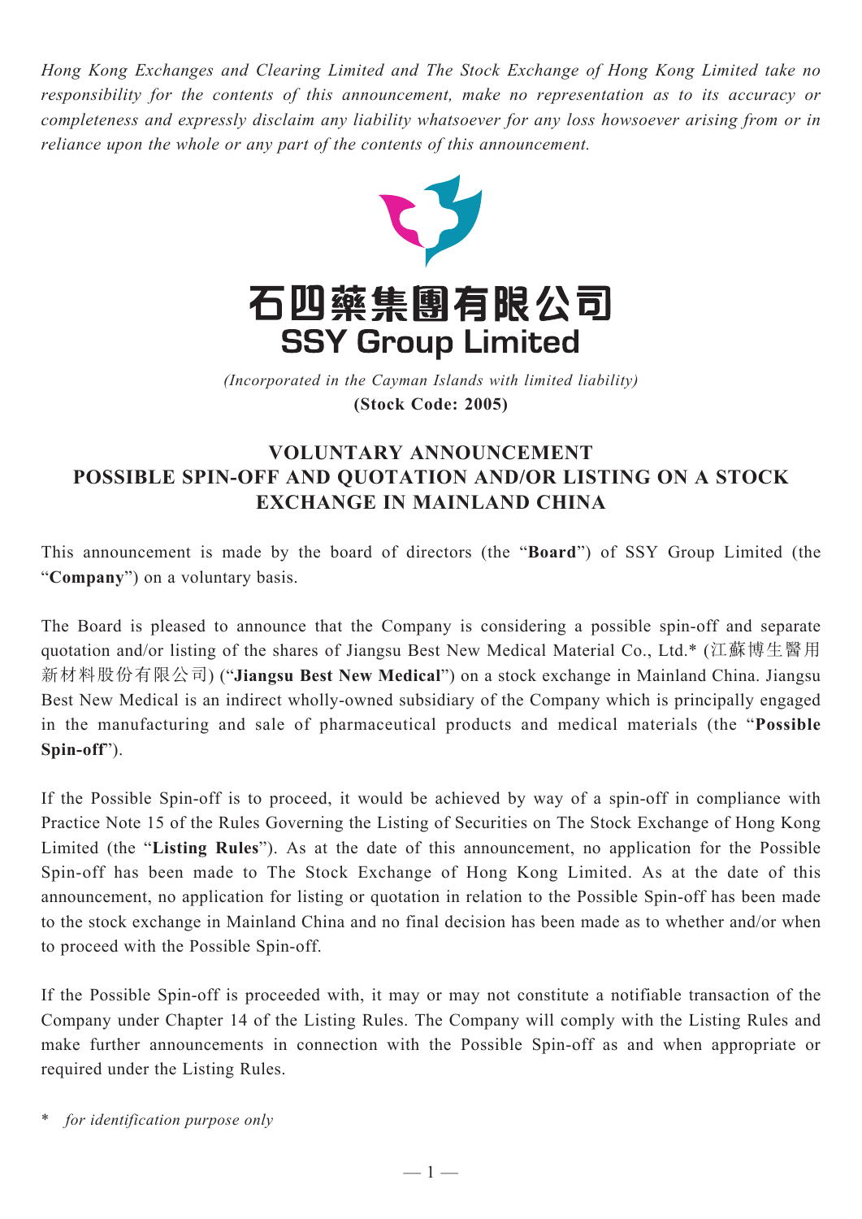*Hong Kong Exchanges and Clearing Limited and The Stock Exchange of Hong Kong Limited take no responsibility for the contents of this announcement, make no representation as to its accuracy or completeness and expressly disclaim any liability whatsoever for any loss howsoever arising from or in reliance upon the whole or any part of the contents of this announcement.*

# 石四藥集團有限公司
# SSY Group Limited

*(Incorporated in the Cayman Islands with limited liability)*

**(Stock Code: 2005)**

## VOLUNTARY ANNOUNCEMENT POSSIBLE SPIN-OFF AND QUOTATION AND/OR LISTING ON A STOCK EXCHANGE IN MAINLAND CHINA

This announcement is made by the board of directors (the "**Board**") of SSY Group Limited (the "**Company**") on a voluntary basis.

The Board is pleased to announce that the Company is considering a possible spin-off and separate quotation and/or listing of the shares of Jiangsu Best New Medical Material Co., Ltd.* (江蘇博生醫用新材料股份有限公司) ("**Jiangsu Best New Medical**") on a stock exchange in Mainland China. Jiangsu Best New Medical is an indirect wholly-owned subsidiary of the Company which is principally engaged in the manufacturing and sale of pharmaceutical products and medical materials (the "**Possible Spin-off**").

If the Possible Spin-off is to proceed, it would be achieved by way of a spin-off in compliance with Practice Note 15 of the Rules Governing the Listing of Securities on The Stock Exchange of Hong Kong Limited (the "**Listing Rules**"). As at the date of this announcement, no application for the Possible Spin-off has been made to The Stock Exchange of Hong Kong Limited. As at the date of this announcement, no application for listing or quotation in relation to the Possible Spin-off has been made to the stock exchange in Mainland China and no final decision has been made as to whether and/or when to proceed with the Possible Spin-off.

If the Possible Spin-off is proceeded with, it may or may not constitute a notifiable transaction of the Company under Chapter 14 of the Listing Rules. The Company will comply with the Listing Rules and make further announcements in connection with the Possible Spin-off as and when appropriate or required under the Listing Rules.

\* *for identification purpose only*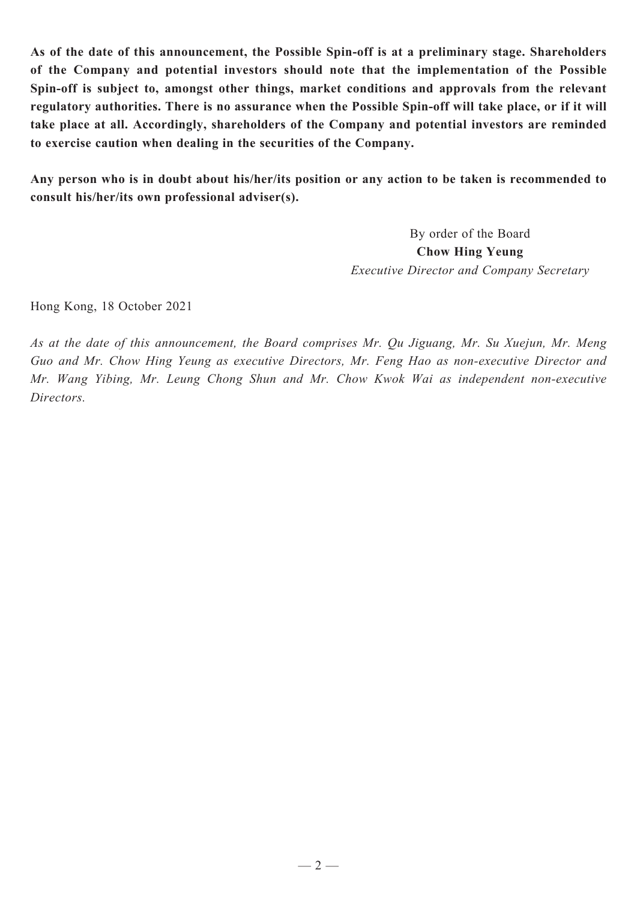**As of the date of this announcement, the Possible Spin-off is at a preliminary stage. Shareholders of the Company and potential investors should note that the implementation of the Possible Spin-off is subject to, amongst other things, market conditions and approvals from the relevant regulatory authorities. There is no assurance when the Possible Spin-off will take place, or if it will take place at all. Accordingly, shareholders of the Company and potential investors are reminded to exercise caution when dealing in the securities of the Company.**

**Any person who is in doubt about his/her/its position or any action to be taken is recommended to consult his/her/its own professional adviser(s).**

By order of the Board
**Chow Hing Yeung**
*Executive Director and Company Secretary*

Hong Kong, 18 October 2021

*As at the date of this announcement, the Board comprises Mr. Qu Jiguang, Mr. Su Xuejun, Mr. Meng Guo and Mr. Chow Hing Yeung as executive Directors, Mr. Feng Hao as non-executive Director and Mr. Wang Yibing, Mr. Leung Chong Shun and Mr. Chow Kwok Wai as independent non-executive Directors.*